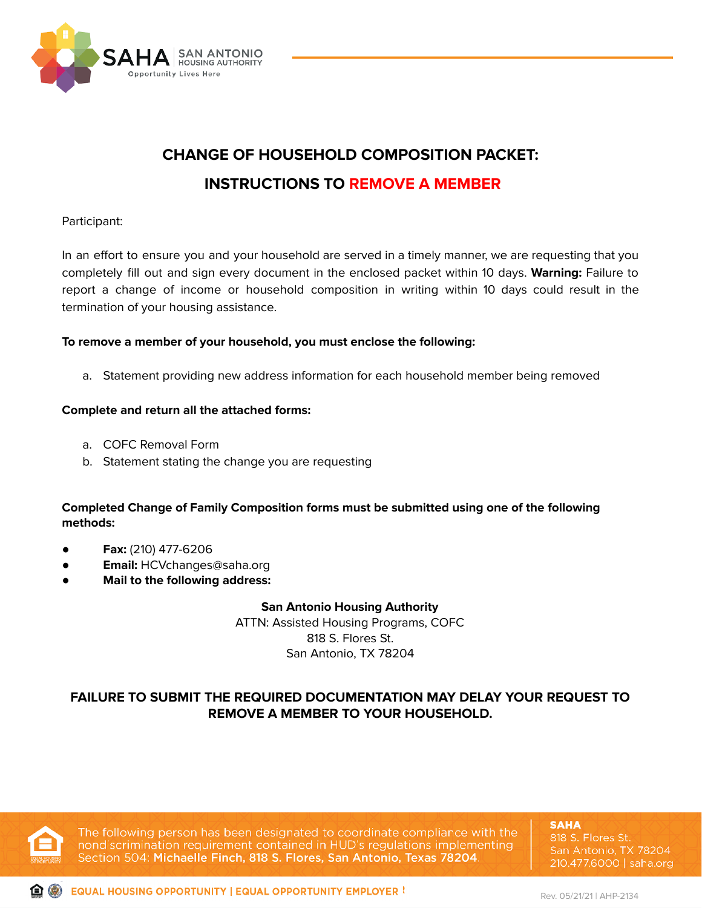# CHANGE OF HOUSEHOLD COMPOSITION PACKET:

# INSTRUCTIONS TO REMOVE A MEMBER

Participant:

In an effort to ensure you and your household are served in a timely manner, we are requesting that you completely fill out and sign every document in the enclosed packet within 10 days. **Warning:** Failure to report a change of income or household composition in writing within 10 days could result in the termination of your housing assistance.

**To remove a member of your household, you must enclose the following:**

a. Statement providing new address information for each household member being removed

**Complete and return all the attached forms:**

a. COFC Removal Form
b. Statement stating the change you are requesting

**Completed Change of Family Composition forms must be submitted using one of the following methods:**

- **Fax:** (210) 477-6206
- **Email:** HCVchanges@saha.org
- **Mail to the following address:**

**San Antonio Housing Authority**
ATTN: Assisted Housing Programs, COFC
818 S. Flores St.
San Antonio, TX 78204

**FAILURE TO SUBMIT THE REQUIRED DOCUMENTATION MAY DELAY YOUR REQUEST TO REMOVE A MEMBER TO YOUR HOUSEHOLD.**

The following person has been designated to coordinate compliance with the nondiscrimination requirement contained in HUD's regulations implementing Section 504: **Michaelle Finch, 818 S. Flores, San Antonio, Texas 78204.**

**SAHA**
818 S. Flores St.
San Antonio, TX 78204
210.477.6000 | saha.org

EQUAL HOUSING OPPORTUNITY | EQUAL OPPORTUNITY EMPLOYER

Rev. 05/21/21 | AHP-2134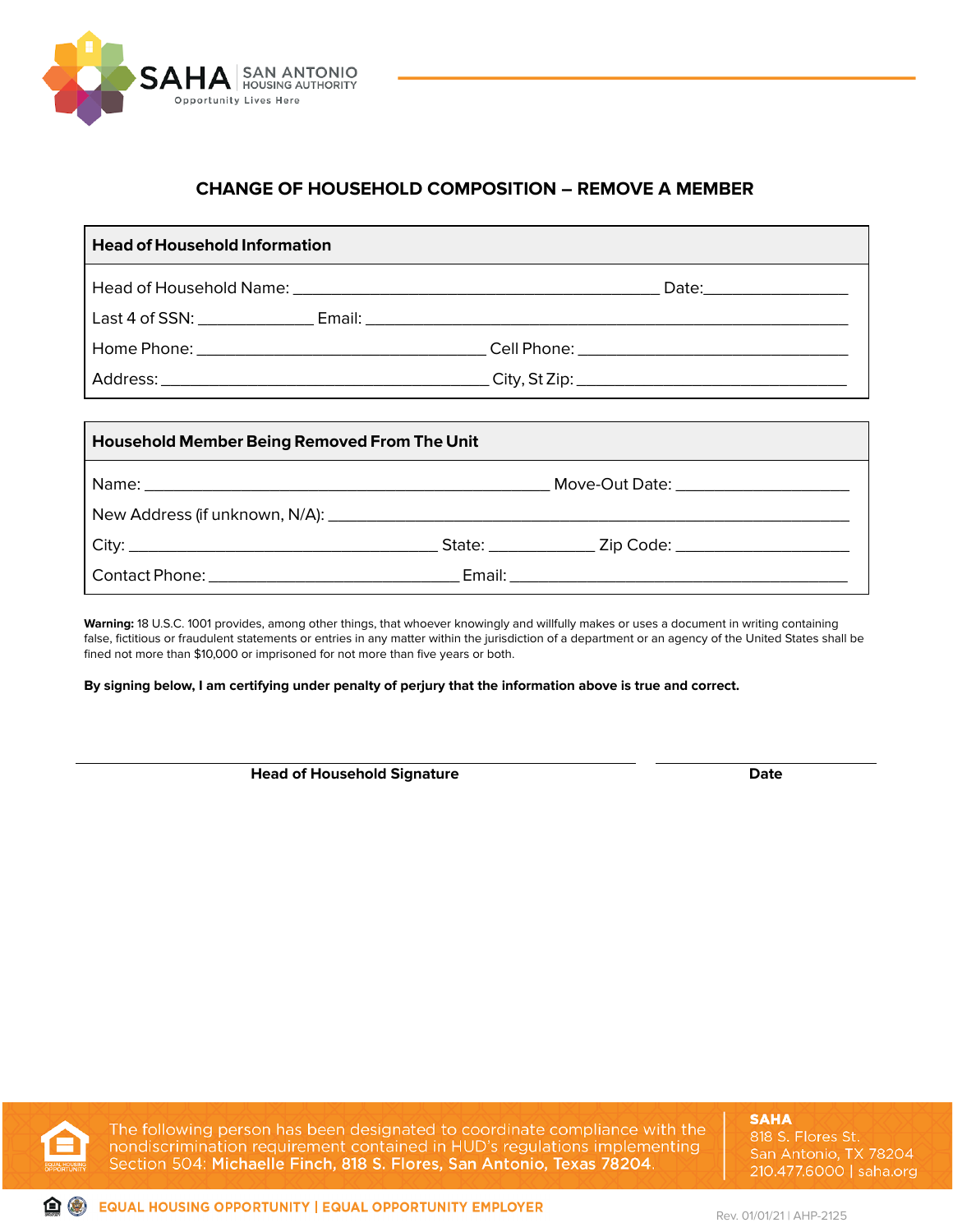SAHA | SAN ANTONIO HOUSING AUTHORITY

Opportunity Lives Here

## CHANGE OF HOUSEHOLD COMPOSITION – REMOVE A MEMBER

| **Head of Household Information** |
|---|
| Head of Household Name: ________________________________ Date:______________ |
| Last 4 of SSN: ___________ Email: ________________________________ |
| Home Phone: __________________________ Cell Phone: ________________________ |
| Address: _____________________________ City, St Zip: ________________________ |

| **Household Member Being Removed From The Unit** |
|---|
| Name: ____________________________________ Move-Out Date: ________________ |
| New Address (if unknown, N/A): ____________________________________________ |
| City: ___________________________ State: __________ Zip Code: ________________ |
| Contact Phone: _______________________ Email: ________________________________ |

**Warning:** 18 U.S.C. 1001 provides, among other things, that whoever knowingly and willfully makes or uses a document in writing containing false, fictitious or fraudulent statements or entries in any matter within the jurisdiction of a department or an agency of the United States shall be fined not more than $10,000 or imprisoned for not more than five years or both.

**By signing below, I am certifying under penalty of perjury that the information above is true and correct.**

_______________________________________________ ____________________

**Head of Household Signature** **Date**

The following person has been designated to coordinate compliance with the nondiscrimination requirement contained in HUD's regulations implementing Section 504: **Michaelle Finch, 818 S. Flores, San Antonio, Texas 78204**.

**SAHA**
818 S. Flores St.
San Antonio, TX 78204
210.477.6000 | saha.org

EQUAL HOUSING OPPORTUNITY | EQUAL OPPORTUNITY EMPLOYER

Rev. 01/01/21 | AHP-2125